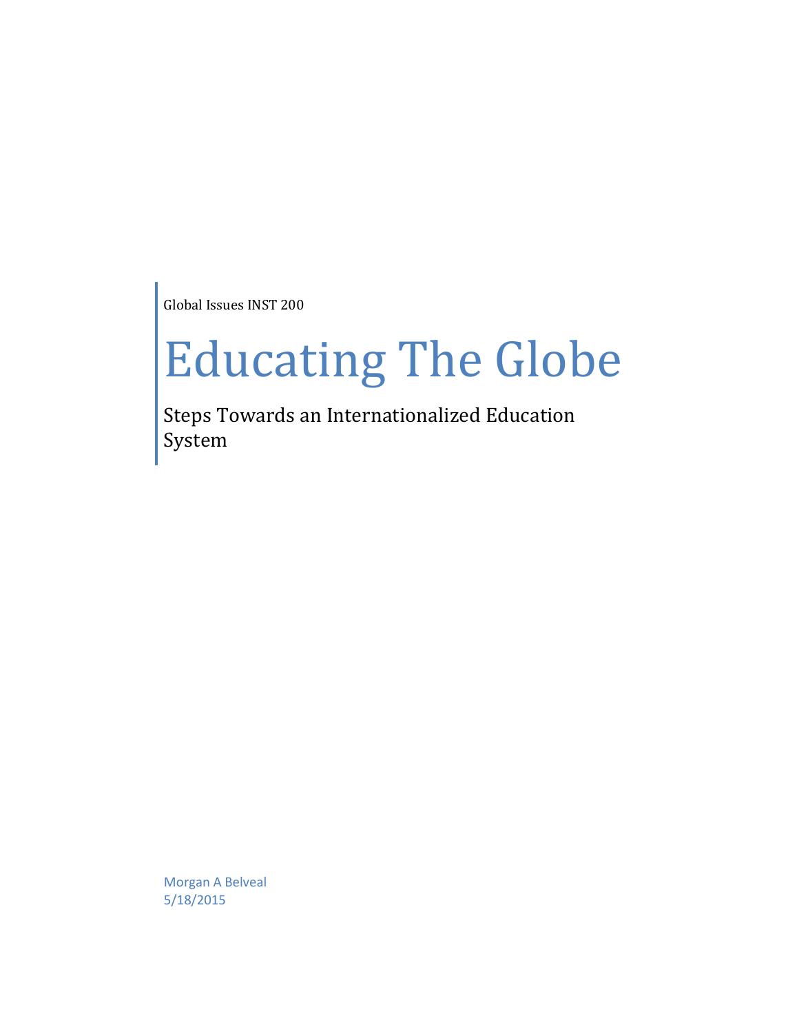Global Issues INST 200

# Educating The Globe

## Steps Towards an Internationalized Education System

Morgan A Belveal
5/18/2015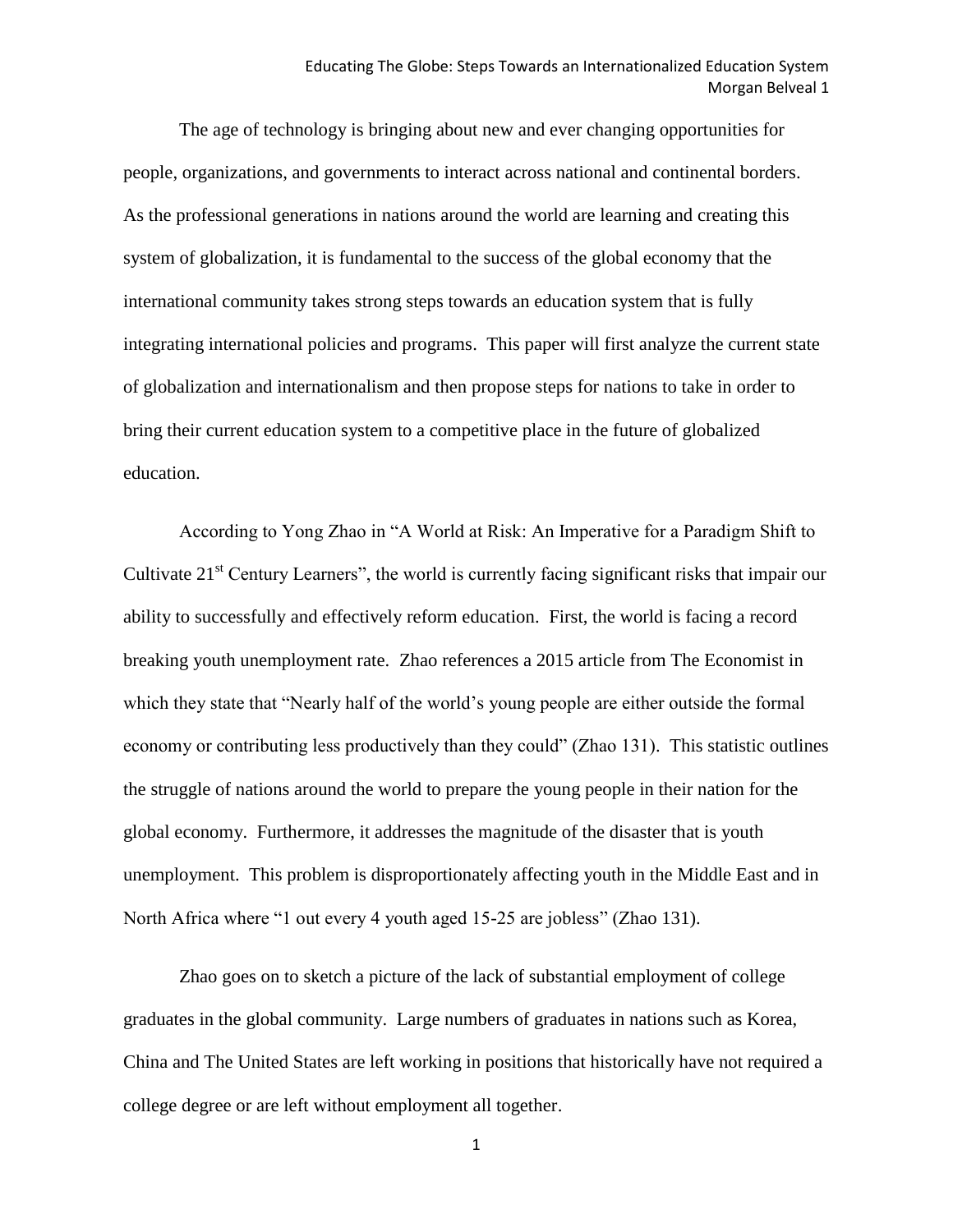The age of technology is bringing about new and ever changing opportunities for people, organizations, and governments to interact across national and continental borders. As the professional generations in nations around the world are learning and creating this system of globalization, it is fundamental to the success of the global economy that the international community takes strong steps towards an education system that is fully integrating international policies and programs. This paper will first analyze the current state of globalization and internationalism and then propose steps for nations to take in order to bring their current education system to a competitive place in the future of globalized education.

According to Yong Zhao in "A World at Risk: An Imperative for a Paradigm Shift to Cultivate 21st Century Learners", the world is currently facing significant risks that impair our ability to successfully and effectively reform education. First, the world is facing a record breaking youth unemployment rate. Zhao references a 2015 article from The Economist in which they state that "Nearly half of the world's young people are either outside the formal economy or contributing less productively than they could" (Zhao 131). This statistic outlines the struggle of nations around the world to prepare the young people in their nation for the global economy. Furthermore, it addresses the magnitude of the disaster that is youth unemployment. This problem is disproportionately affecting youth in the Middle East and in North Africa where "1 out every 4 youth aged 15-25 are jobless" (Zhao 131).

Zhao goes on to sketch a picture of the lack of substantial employment of college graduates in the global community. Large numbers of graduates in nations such as Korea, China and The United States are left working in positions that historically have not required a college degree or are left without employment all together.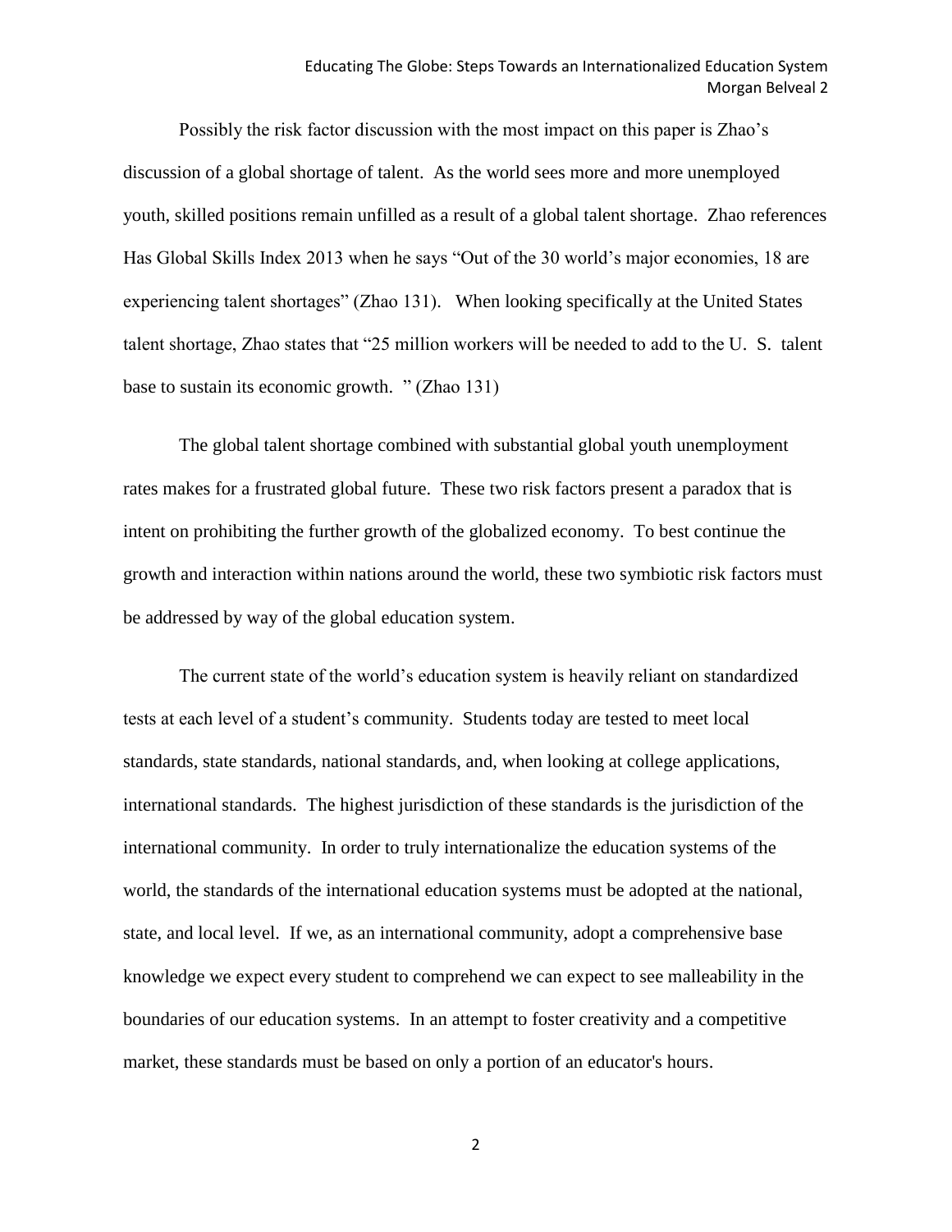Possibly the risk factor discussion with the most impact on this paper is Zhao's discussion of a global shortage of talent. As the world sees more and more unemployed youth, skilled positions remain unfilled as a result of a global talent shortage. Zhao references Has Global Skills Index 2013 when he says "Out of the 30 world's major economies, 18 are experiencing talent shortages" (Zhao 131). When looking specifically at the United States talent shortage, Zhao states that "25 million workers will be needed to add to the U. S. talent base to sustain its economic growth. " (Zhao 131)

The global talent shortage combined with substantial global youth unemployment rates makes for a frustrated global future. These two risk factors present a paradox that is intent on prohibiting the further growth of the globalized economy. To best continue the growth and interaction within nations around the world, these two symbiotic risk factors must be addressed by way of the global education system.

The current state of the world's education system is heavily reliant on standardized tests at each level of a student's community. Students today are tested to meet local standards, state standards, national standards, and, when looking at college applications, international standards. The highest jurisdiction of these standards is the jurisdiction of the international community. In order to truly internationalize the education systems of the world, the standards of the international education systems must be adopted at the national, state, and local level. If we, as an international community, adopt a comprehensive base knowledge we expect every student to comprehend we can expect to see malleability in the boundaries of our education systems. In an attempt to foster creativity and a competitive market, these standards must be based on only a portion of an educator's hours.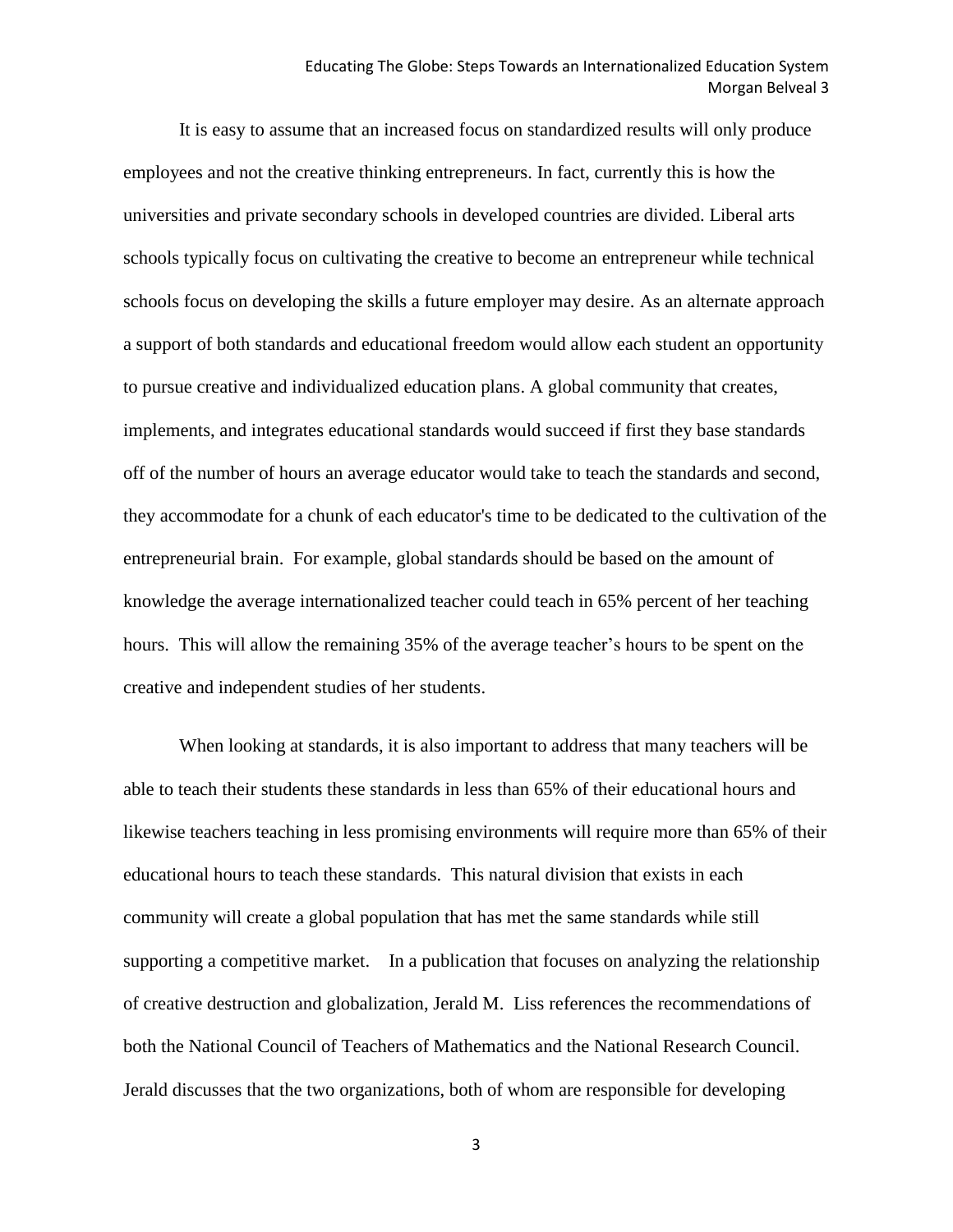It is easy to assume that an increased focus on standardized results will only produce employees and not the creative thinking entrepreneurs. In fact, currently this is how the universities and private secondary schools in developed countries are divided. Liberal arts schools typically focus on cultivating the creative to become an entrepreneur while technical schools focus on developing the skills a future employer may desire. As an alternate approach a support of both standards and educational freedom would allow each student an opportunity to pursue creative and individualized education plans. A global community that creates, implements, and integrates educational standards would succeed if first they base standards off of the number of hours an average educator would take to teach the standards and second, they accommodate for a chunk of each educator's time to be dedicated to the cultivation of the entrepreneurial brain. For example, global standards should be based on the amount of knowledge the average internationalized teacher could teach in 65% percent of her teaching hours. This will allow the remaining 35% of the average teacher's hours to be spent on the creative and independent studies of her students.

When looking at standards, it is also important to address that many teachers will be able to teach their students these standards in less than 65% of their educational hours and likewise teachers teaching in less promising environments will require more than 65% of their educational hours to teach these standards. This natural division that exists in each community will create a global population that has met the same standards while still supporting a competitive market. In a publication that focuses on analyzing the relationship of creative destruction and globalization, Jerald M. Liss references the recommendations of both the National Council of Teachers of Mathematics and the National Research Council. Jerald discusses that the two organizations, both of whom are responsible for developing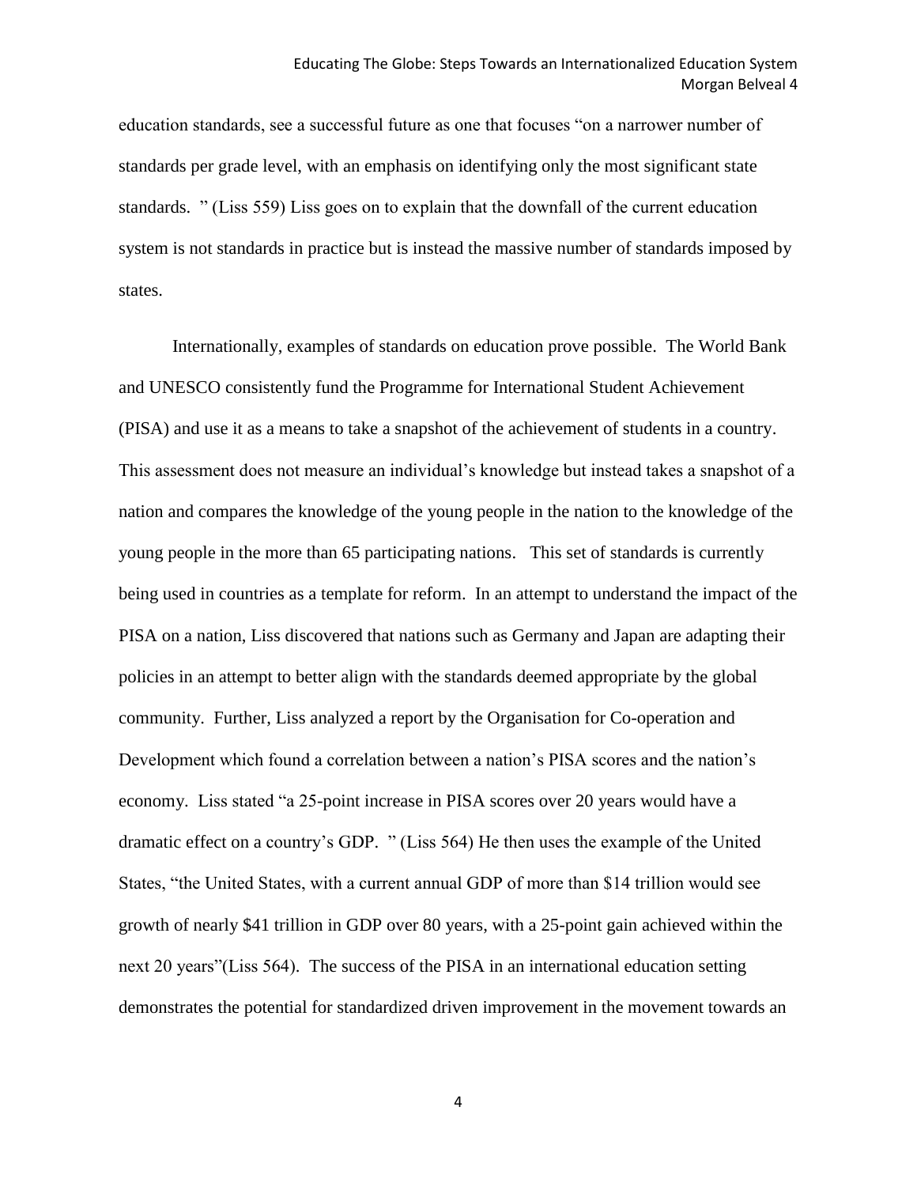education standards, see a successful future as one that focuses "on a narrower number of standards per grade level, with an emphasis on identifying only the most significant state standards. " (Liss 559) Liss goes on to explain that the downfall of the current education system is not standards in practice but is instead the massive number of standards imposed by states.

Internationally, examples of standards on education prove possible. The World Bank and UNESCO consistently fund the Programme for International Student Achievement (PISA) and use it as a means to take a snapshot of the achievement of students in a country. This assessment does not measure an individual's knowledge but instead takes a snapshot of a nation and compares the knowledge of the young people in the nation to the knowledge of the young people in the more than 65 participating nations. This set of standards is currently being used in countries as a template for reform. In an attempt to understand the impact of the PISA on a nation, Liss discovered that nations such as Germany and Japan are adapting their policies in an attempt to better align with the standards deemed appropriate by the global community. Further, Liss analyzed a report by the Organisation for Co-operation and Development which found a correlation between a nation's PISA scores and the nation's economy. Liss stated "a 25-point increase in PISA scores over 20 years would have a dramatic effect on a country's GDP. " (Liss 564) He then uses the example of the United States, "the United States, with a current annual GDP of more than $14 trillion would see growth of nearly $41 trillion in GDP over 80 years, with a 25-point gain achieved within the next 20 years"(Liss 564). The success of the PISA in an international education setting demonstrates the potential for standardized driven improvement in the movement towards an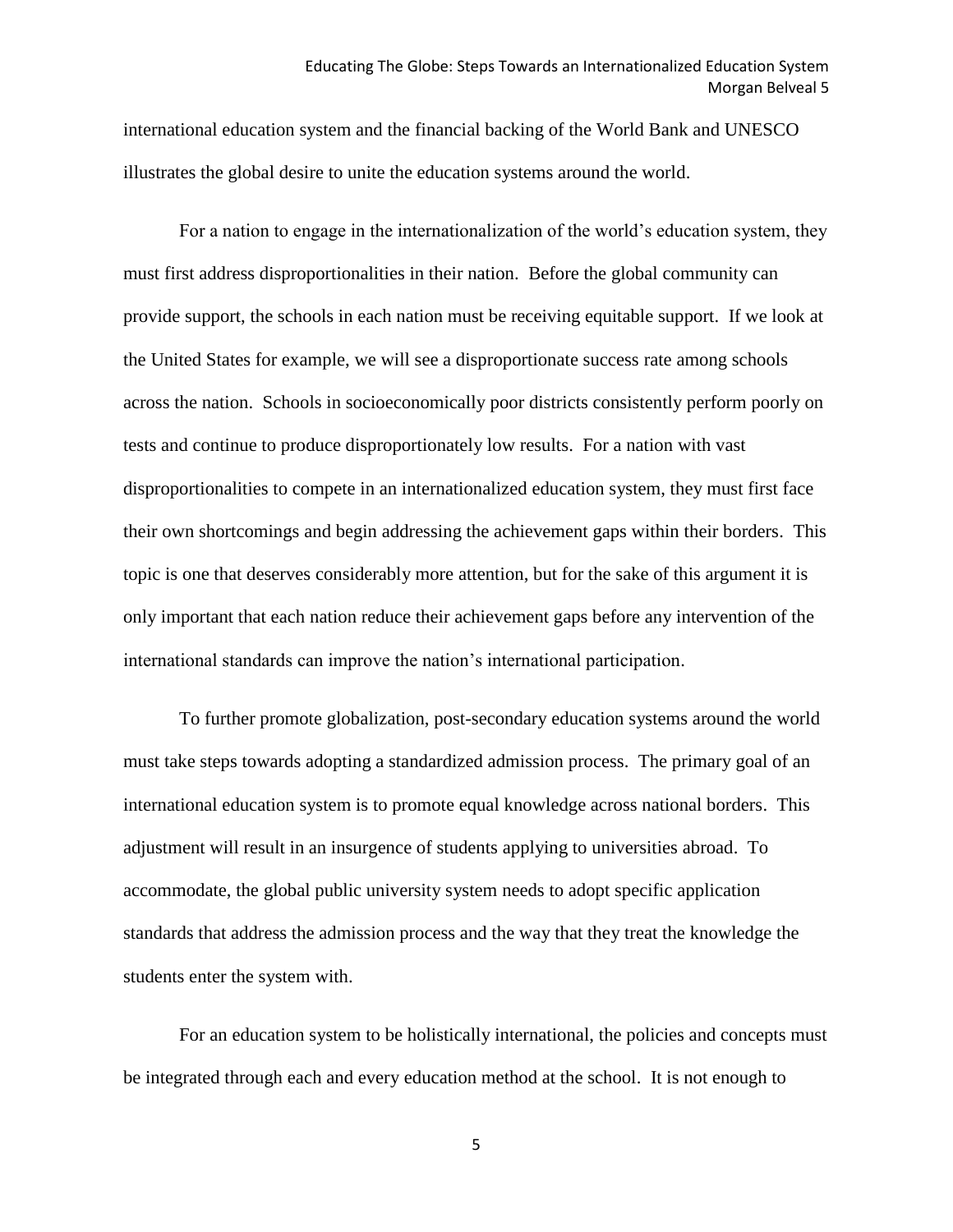international education system and the financial backing of the World Bank and UNESCO illustrates the global desire to unite the education systems around the world.

For a nation to engage in the internationalization of the world's education system, they must first address disproportionalities in their nation. Before the global community can provide support, the schools in each nation must be receiving equitable support. If we look at the United States for example, we will see a disproportionate success rate among schools across the nation. Schools in socioeconomically poor districts consistently perform poorly on tests and continue to produce disproportionately low results. For a nation with vast disproportionalities to compete in an internationalized education system, they must first face their own shortcomings and begin addressing the achievement gaps within their borders. This topic is one that deserves considerably more attention, but for the sake of this argument it is only important that each nation reduce their achievement gaps before any intervention of the international standards can improve the nation's international participation.

To further promote globalization, post-secondary education systems around the world must take steps towards adopting a standardized admission process. The primary goal of an international education system is to promote equal knowledge across national borders. This adjustment will result in an insurgence of students applying to universities abroad. To accommodate, the global public university system needs to adopt specific application standards that address the admission process and the way that they treat the knowledge the students enter the system with.

For an education system to be holistically international, the policies and concepts must be integrated through each and every education method at the school. It is not enough to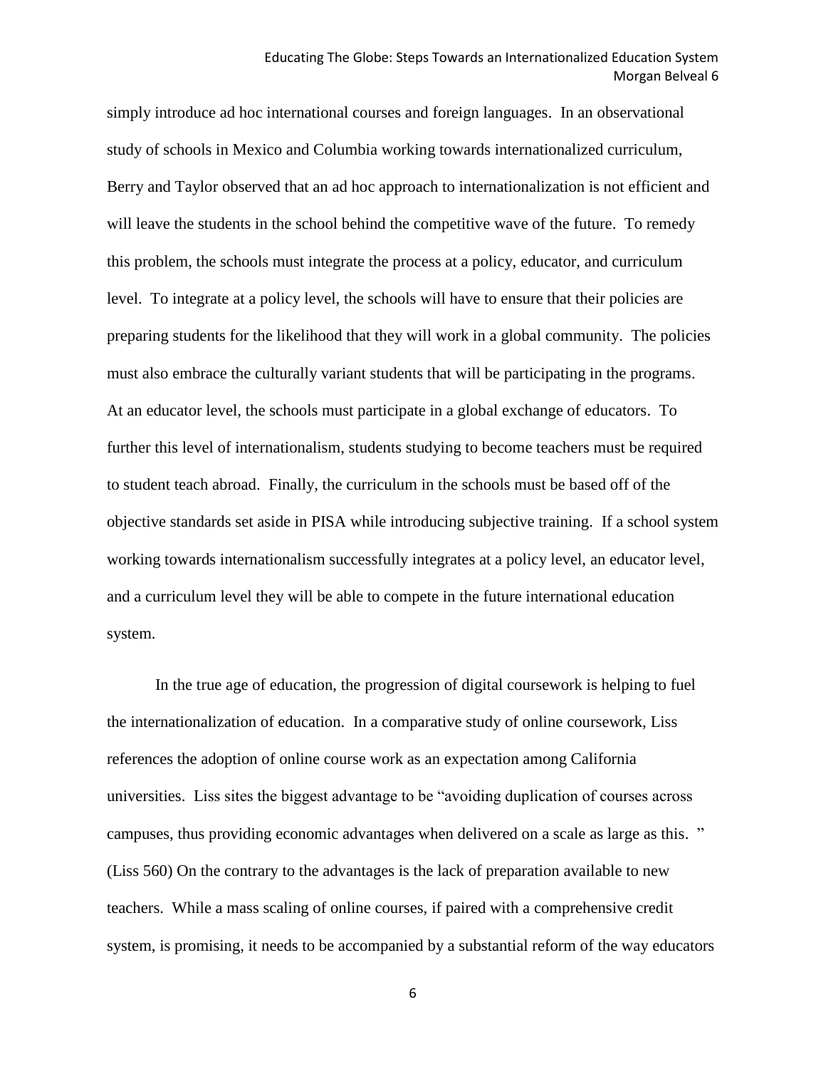simply introduce ad hoc international courses and foreign languages. In an observational study of schools in Mexico and Columbia working towards internationalized curriculum, Berry and Taylor observed that an ad hoc approach to internationalization is not efficient and will leave the students in the school behind the competitive wave of the future. To remedy this problem, the schools must integrate the process at a policy, educator, and curriculum level. To integrate at a policy level, the schools will have to ensure that their policies are preparing students for the likelihood that they will work in a global community. The policies must also embrace the culturally variant students that will be participating in the programs. At an educator level, the schools must participate in a global exchange of educators. To further this level of internationalism, students studying to become teachers must be required to student teach abroad. Finally, the curriculum in the schools must be based off of the objective standards set aside in PISA while introducing subjective training. If a school system working towards internationalism successfully integrates at a policy level, an educator level, and a curriculum level they will be able to compete in the future international education system.

In the true age of education, the progression of digital coursework is helping to fuel the internationalization of education. In a comparative study of online coursework, Liss references the adoption of online course work as an expectation among California universities. Liss sites the biggest advantage to be "avoiding duplication of courses across campuses, thus providing economic advantages when delivered on a scale as large as this. " (Liss 560) On the contrary to the advantages is the lack of preparation available to new teachers. While a mass scaling of online courses, if paired with a comprehensive credit system, is promising, it needs to be accompanied by a substantial reform of the way educators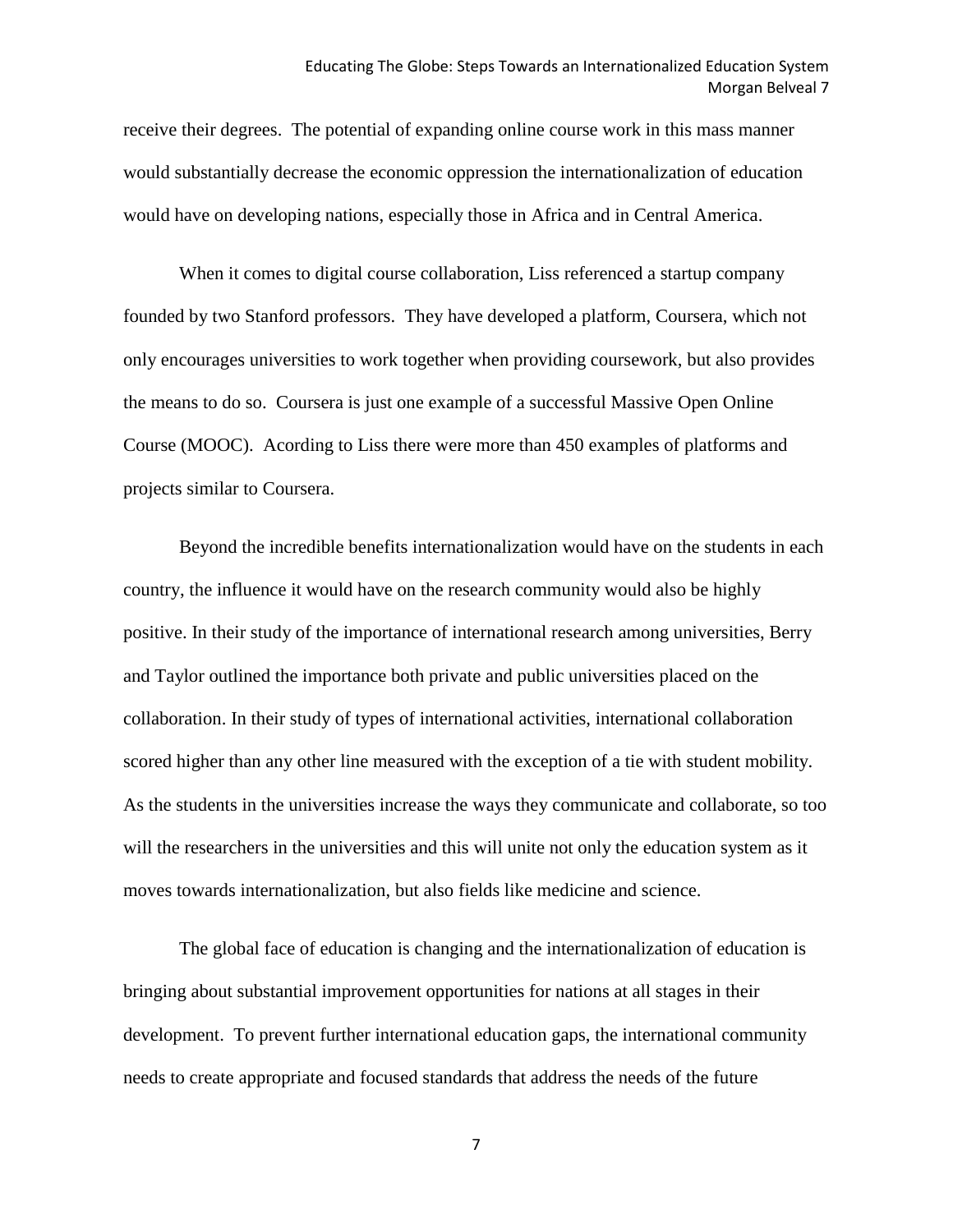receive their degrees. The potential of expanding online course work in this mass manner would substantially decrease the economic oppression the internationalization of education would have on developing nations, especially those in Africa and in Central America.

When it comes to digital course collaboration, Liss referenced a startup company founded by two Stanford professors. They have developed a platform, Coursera, which not only encourages universities to work together when providing coursework, but also provides the means to do so. Coursera is just one example of a successful Massive Open Online Course (MOOC). Acording to Liss there were more than 450 examples of platforms and projects similar to Coursera.

Beyond the incredible benefits internationalization would have on the students in each country, the influence it would have on the research community would also be highly positive. In their study of the importance of international research among universities, Berry and Taylor outlined the importance both private and public universities placed on the collaboration. In their study of types of international activities, international collaboration scored higher than any other line measured with the exception of a tie with student mobility. As the students in the universities increase the ways they communicate and collaborate, so too will the researchers in the universities and this will unite not only the education system as it moves towards internationalization, but also fields like medicine and science.

The global face of education is changing and the internationalization of education is bringing about substantial improvement opportunities for nations at all stages in their development. To prevent further international education gaps, the international community needs to create appropriate and focused standards that address the needs of the future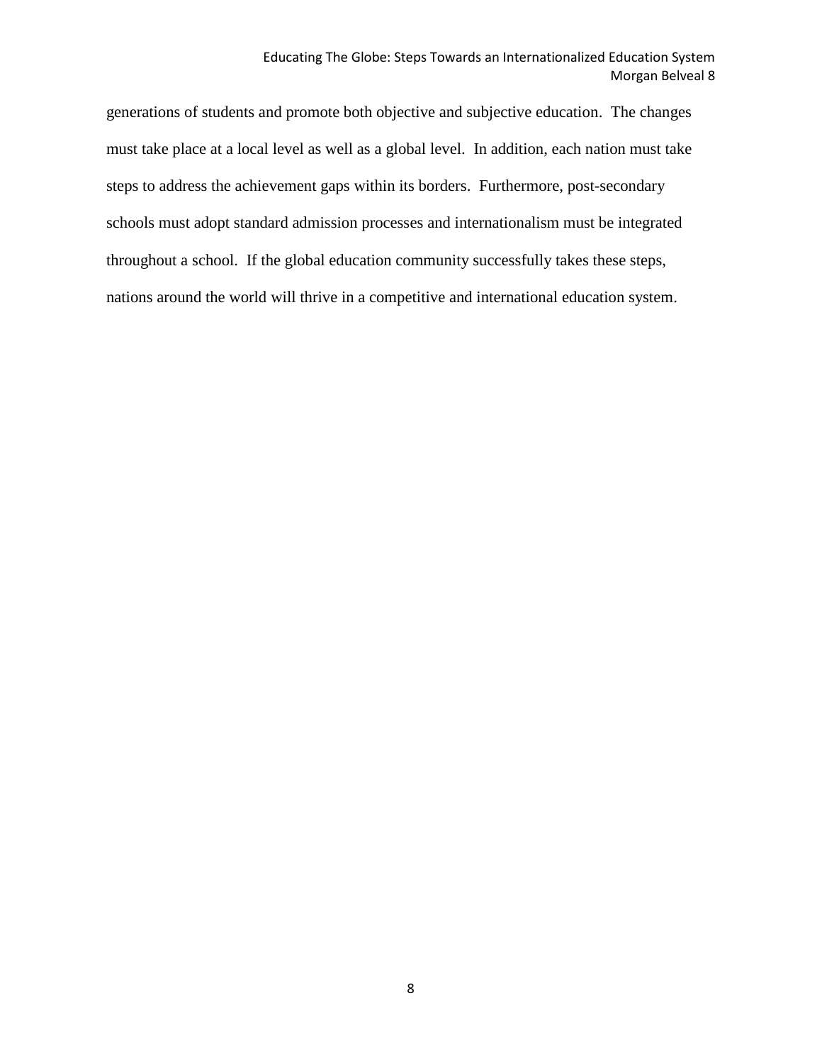generations of students and promote both objective and subjective education. The changes must take place at a local level as well as a global level. In addition, each nation must take steps to address the achievement gaps within its borders. Furthermore, post-secondary schools must adopt standard admission processes and internationalism must be integrated throughout a school. If the global education community successfully takes these steps, nations around the world will thrive in a competitive and international education system.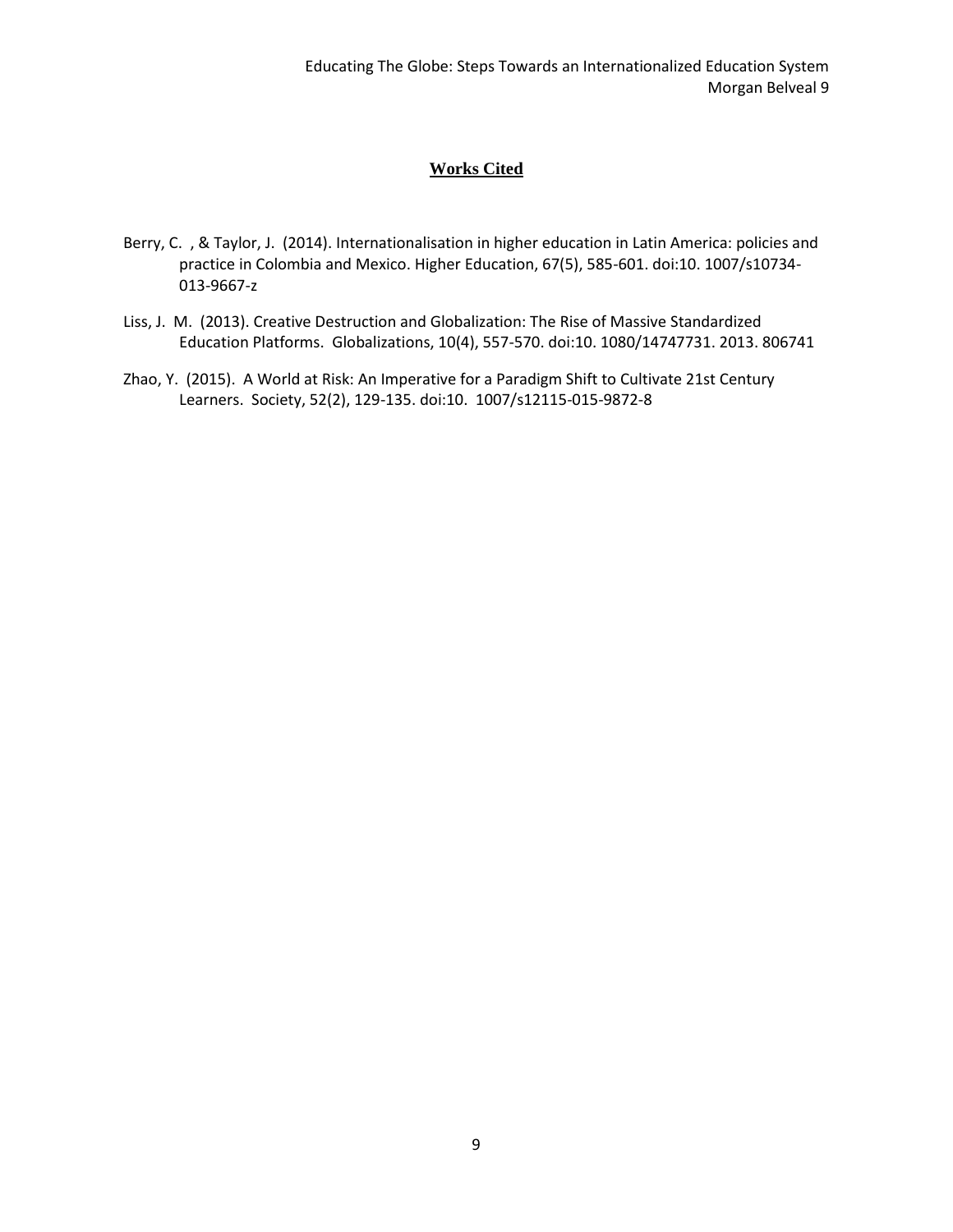## Works Cited

Berry, C.  , & Taylor, J.  (2014). Internationalisation in higher education in Latin America: policies and practice in Colombia and Mexico. Higher Education, 67(5), 585-601. doi:10. 1007/s10734-013-9667-z

Liss, J.  M.  (2013). Creative Destruction and Globalization: The Rise of Massive Standardized Education Platforms.  Globalizations, 10(4), 557-570. doi:10. 1080/14747731. 2013. 806741

Zhao, Y.  (2015).  A World at Risk: An Imperative for a Paradigm Shift to Cultivate 21st Century Learners.  Society, 52(2), 129-135. doi:10.  1007/s12115-015-9872-8